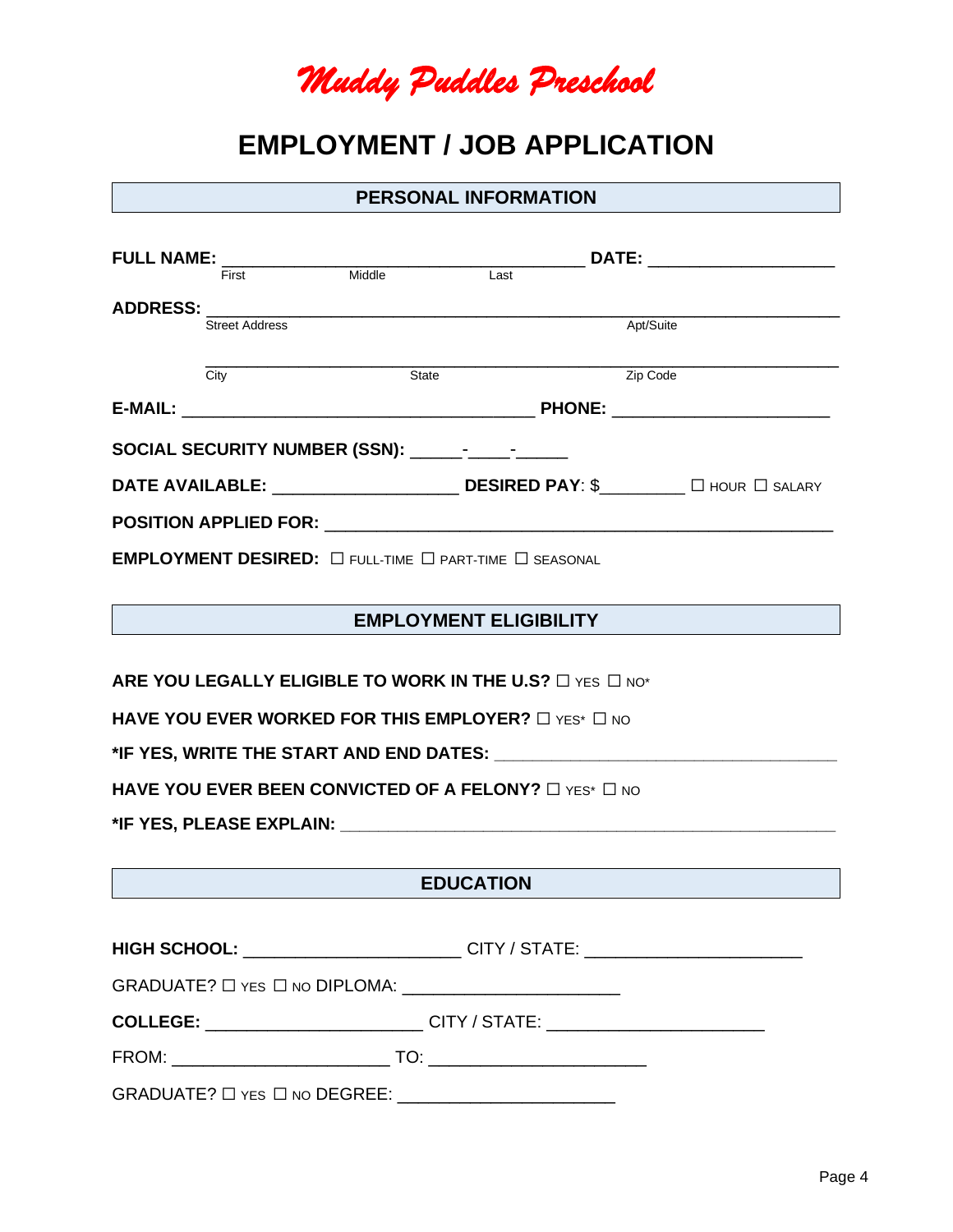# *Muddy Puddles Preschool*

# EMPLOYMENT / JOB APPLICATION

## PERSONAL INFORMATION

**FULL NAME:** ____________________________________ **DATE:** ___________________
First Middle Last

**ADDRESS:** _______________________________________________________________
Street Address Apt/Suite

_______________________________________________________________
City State Zip Code

**E-MAIL:** ___________________________________ **PHONE:** ______________________

**SOCIAL SECURITY NUMBER (SSN):** _____-____-_____

**DATE AVAILABLE:** ___________________ **DESIRED PAY**: $_________ ☐ HOUR ☐ SALARY

**POSITION APPLIED FOR:** ______________________________________________

**EMPLOYMENT DESIRED:** ☐ FULL-TIME ☐ PART-TIME ☐ SEASONAL

## EMPLOYMENT ELIGIBILITY

**ARE YOU LEGALLY ELIGIBLE TO WORK IN THE U.S?** ☐ YES ☐ NO*

**HAVE YOU EVER WORKED FOR THIS EMPLOYER?** ☐ YES* ☐ NO

***IF YES, WRITE THE START AND END DATES:** ____________________________________

**HAVE YOU EVER BEEN CONVICTED OF A FELONY?** ☐ YES* ☐ NO

***IF YES, PLEASE EXPLAIN:** ______________________________________________

## EDUCATION

**HIGH SCHOOL:** ______________________ CITY / STATE: ______________________

GRADUATE? ☐ YES ☐ NO DIPLOMA: ______________________

**COLLEGE:** ______________________ CITY / STATE: ______________________

FROM: ______________________ TO: ______________________

GRADUATE? ☐ YES ☐ NO DEGREE: ______________________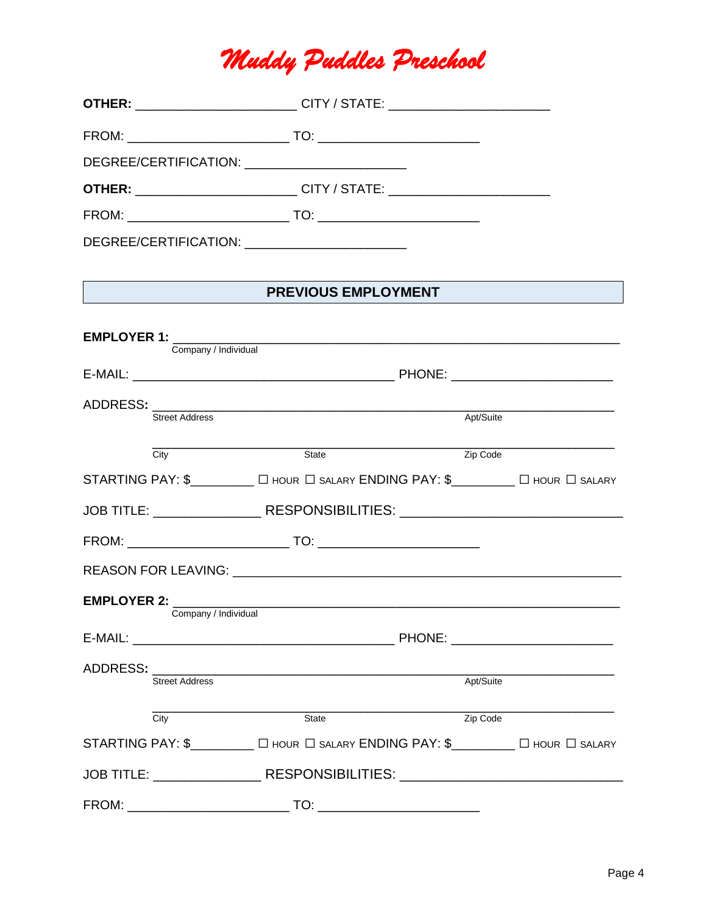# *Muddy Puddles Preschool*

**OTHER:** ______________________ CITY / STATE: ______________________

FROM: ______________________ TO: ______________________

DEGREE/CERTIFICATION: ______________________

**OTHER:** ______________________ CITY / STATE: ______________________

FROM: ______________________ TO: ______________________

DEGREE/CERTIFICATION: ______________________

## PREVIOUS EMPLOYMENT

**EMPLOYER 1:** ____________________________________________________________
Company / Individual

E-MAIL: ____________________________________ PHONE: ______________________

ADDRESS: ____________________________________________________________
Street Address Apt/Suite

____________________________________________________________
City State Zip Code

STARTING PAY: $_________ ☐ HOUR ☐ SALARY ENDING PAY: $_________ ☐ HOUR ☐ SALARY

JOB TITLE: _______________ RESPONSIBILITIES: ______________________________

FROM: ______________________ TO: ______________________

REASON FOR LEAVING: ______________________________________________________

**EMPLOYER 2:** ____________________________________________________________
Company / Individual

E-MAIL: ____________________________________ PHONE: ______________________

ADDRESS: ____________________________________________________________
Street Address Apt/Suite

____________________________________________________________
City State Zip Code

STARTING PAY: $_________ ☐ HOUR ☐ SALARY ENDING PAY: $_________ ☐ HOUR ☐ SALARY

JOB TITLE: _______________ RESPONSIBILITIES: ______________________________

FROM: ______________________ TO: ______________________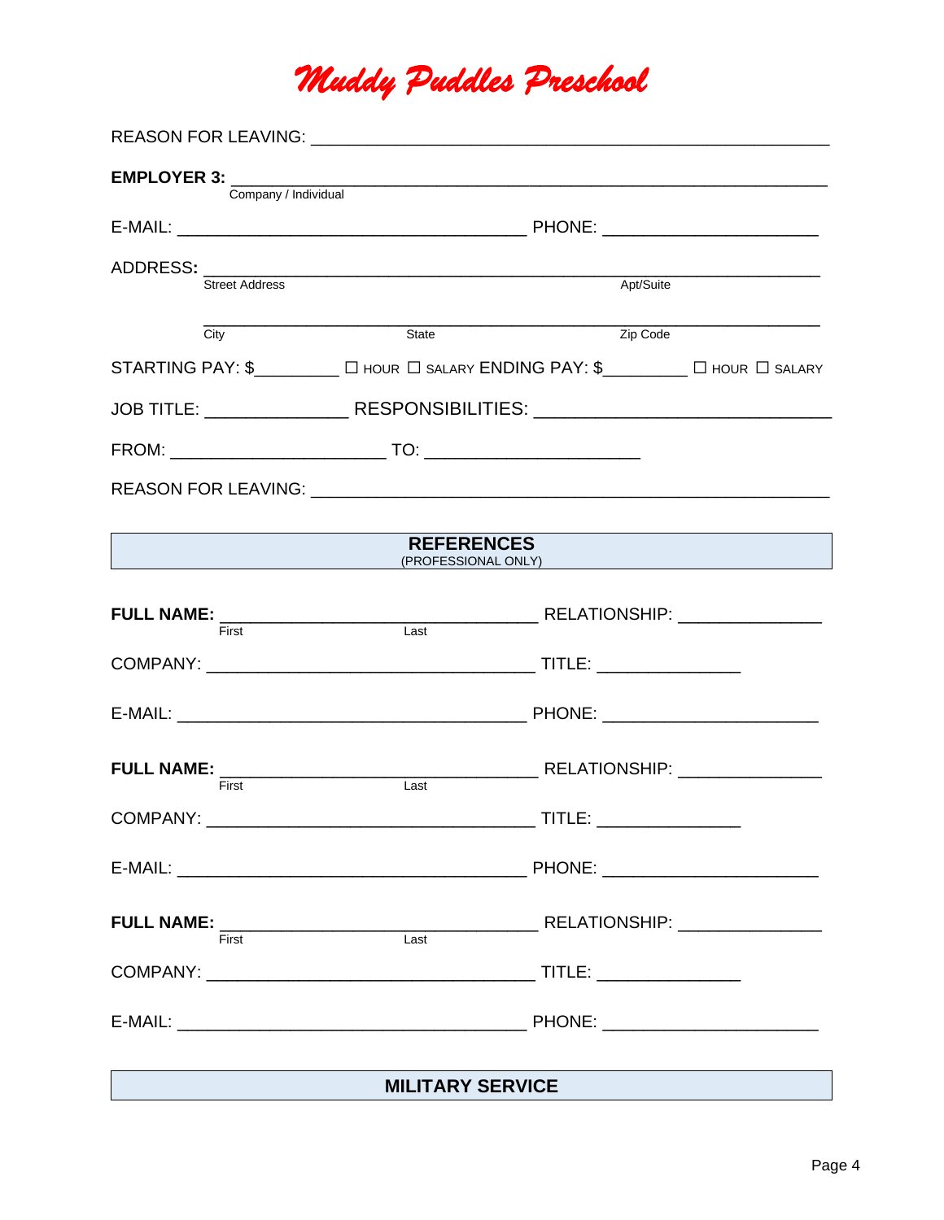# *Muddy Puddles Preschool*

REASON FOR LEAVING: ____________________________________________________

**EMPLOYER 3:** ________________________________________________________
Company / Individual

E-MAIL: ____________________________________ PHONE: ______________________

ADDRESS: __________________________________________________________
Street Address Apt/Suite

__________________________________________________________
City State Zip Code

STARTING PAY: $_________ ☐ HOUR ☐ SALARY ENDING PAY: $_________ ☐ HOUR ☐ SALARY

JOB TITLE: ______________ RESPONSIBILITIES: ____________________________

FROM: ______________________ TO: ______________________

REASON FOR LEAVING: ____________________________________________________

## REFERENCES
(PROFESSIONAL ONLY)

**FULL NAME:** _________________________________ RELATIONSHIP: _______________
First Last

COMPANY: __________________________________ TITLE: _______________

E-MAIL: ____________________________________ PHONE: ______________________

**FULL NAME:** _________________________________ RELATIONSHIP: _______________
First Last

COMPANY: __________________________________ TITLE: _______________

E-MAIL: ____________________________________ PHONE: ______________________

**FULL NAME:** _________________________________ RELATIONSHIP: _______________
First Last

COMPANY: __________________________________ TITLE: _______________

E-MAIL: ____________________________________ PHONE: ______________________

## MILITARY SERVICE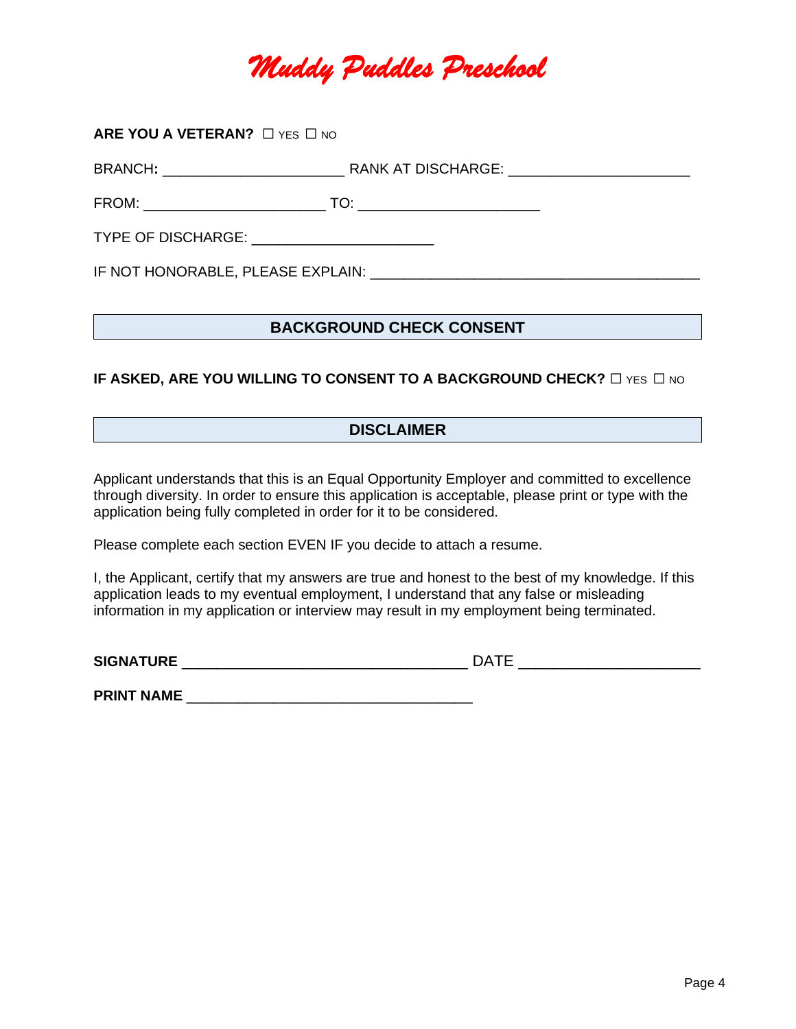# *Muddy Puddles Preschool*

**ARE YOU A VETERAN?** ☐ YES ☐ NO

BRANCH**:** ______________________ RANK AT DISCHARGE: ______________________

FROM: ______________________ TO: ______________________

TYPE OF DISCHARGE: ______________________

IF NOT HONORABLE, PLEASE EXPLAIN: ________________________________________

## BACKGROUND CHECK CONSENT

**IF ASKED, ARE YOU WILLING TO CONSENT TO A BACKGROUND CHECK?** ☐ YES ☐ NO

## DISCLAIMER

Applicant understands that this is an Equal Opportunity Employer and committed to excellence through diversity. In order to ensure this application is acceptable, please print or type with the application being fully completed in order for it to be considered.

Please complete each section EVEN IF you decide to attach a resume.

I, the Applicant, certify that my answers are true and honest to the best of my knowledge. If this application leads to my eventual employment, I understand that any false or misleading information in my application or interview may result in my employment being terminated.

**SIGNATURE** __________________________________ DATE ______________________

**PRINT NAME** __________________________________